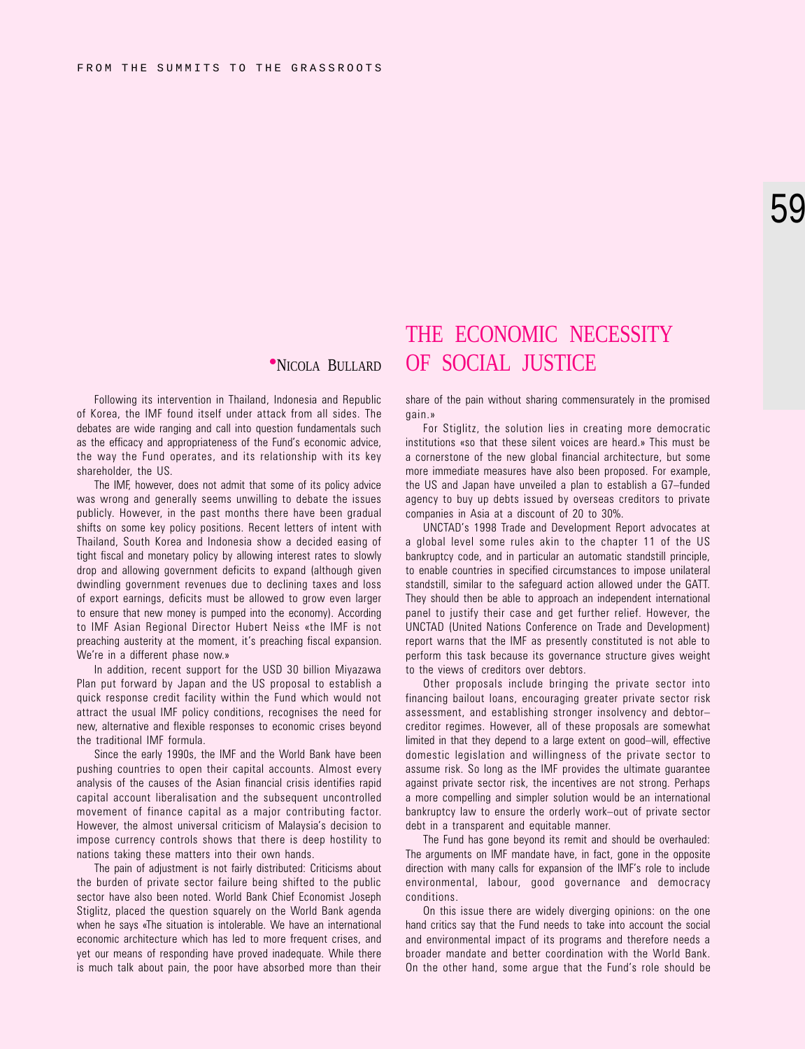# THE ECONOMIC NECESSITY OF SOCIAL JUSTICE

**• NICOLA BULLARD**

Following its intervention in Thailand, Indonesia and Republic of Korea, the IMF found itself under attack from all sides. The debates are wide ranging and call into question fundamentals such as the efficacy and appropriateness of the Fund's economic advice, the way the Fund operates, and its relationship with its key shareholder, the US.

The IMF, however, does not admit that some of its policy advice was wrong and generally seems unwilling to debate the issues publicly. However, in the past months there have been gradual shifts on some key policy positions. Recent letters of intent with Thailand, South Korea and Indonesia show a decided easing of tight fiscal and monetary policy by allowing interest rates to slowly drop and allowing government deficits to expand (although given dwindling government revenues due to declining taxes and loss of export earnings, deficits must be allowed to grow even larger to ensure that new money is pumped into the economy). According to IMF Asian Regional Director Hubert Neiss «the IMF is not preaching austerity at the moment, it's preaching fiscal expansion. We're in a different phase now.»

In addition, recent support for the USD 30 billion Miyazawa Plan put forward by Japan and the US proposal to establish a quick response credit facility within the Fund which would not attract the usual IMF policy conditions, recognises the need for new, alternative and flexible responses to economic crises beyond the traditional IMF formula.

Since the early 1990s, the IMF and the World Bank have been pushing countries to open their capital accounts. Almost every analysis of the causes of the Asian financial crisis identifies rapid capital account liberalisation and the subsequent uncontrolled movement of finance capital as a major contributing factor. However, the almost universal criticism of Malaysia's decision to impose currency controls shows that there is deep hostility to nations taking these matters into their own hands.

The pain of adjustment is not fairly distributed: Criticisms about the burden of private sector failure being shifted to the public sector have also been noted. World Bank Chief Economist Joseph Stiglitz, placed the question squarely on the World Bank agenda when he says «The situation is intolerable. We have an international economic architecture which has led to more frequent crises, and yet our means of responding have proved inadequate. While there is much talk about pain, the poor have absorbed more than their share of the pain without sharing commensurately in the promised gain.»

For Stiglitz, the solution lies in creating more democratic institutions «so that these silent voices are heard.» This must be a cornerstone of the new global financial architecture, but some more immediate measures have also been proposed. For example, the US and Japan have unveiled a plan to establish a G7–funded agency to buy up debts issued by overseas creditors to private companies in Asia at a discount of 20 to 30%.

UNCTAD's 1998 Trade and Development Report advocates at a global level some rules akin to the chapter 11 of the US bankruptcy code, and in particular an automatic standstill principle, to enable countries in specified circumstances to impose unilateral standstill, similar to the safeguard action allowed under the GATT. They should then be able to approach an independent international panel to justify their case and get further relief. However, the UNCTAD (United Nations Conference on Trade and Development) report warns that the IMF as presently constituted is not able to perform this task because its governance structure gives weight to the views of creditors over debtors.

Other proposals include bringing the private sector into financing bailout loans, encouraging greater private sector risk assessment, and establishing stronger insolvency and debtor–creditor regimes. However, all of these proposals are somewhat limited in that they depend to a large extent on good–will, effective domestic legislation and willingness of the private sector to assume risk. So long as the IMF provides the ultimate guarantee against private sector risk, the incentives are not strong. Perhaps a more compelling and simpler solution would be an international bankruptcy law to ensure the orderly work–out of private sector debt in a transparent and equitable manner.

The Fund has gone beyond its remit and should be overhauled: The arguments on IMF mandate have, in fact, gone in the opposite direction with many calls for expansion of the IMF's role to include environmental, labour, good governance and democracy conditions.

On this issue there are widely diverging opinions: on the one hand critics say that the Fund needs to take into account the social and environmental impact of its programs and therefore needs a broader mandate and better coordination with the World Bank. On the other hand, some argue that the Fund's role should be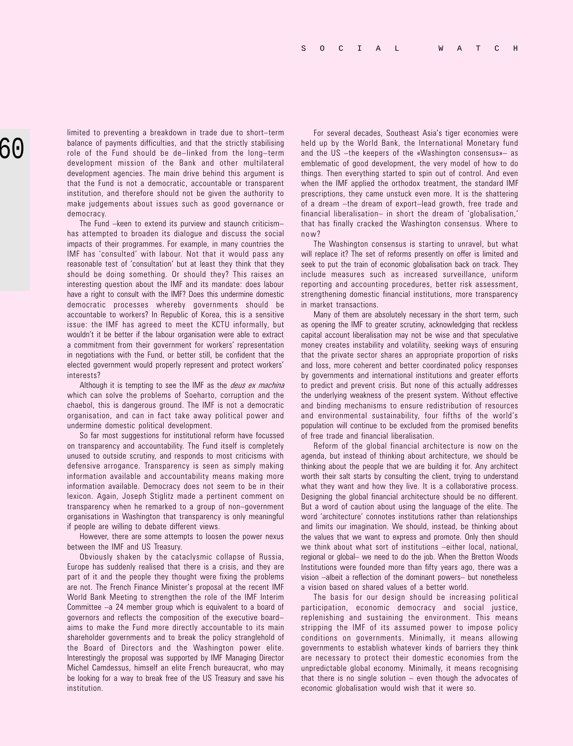limited to preventing a breakdown in trade due to short–term balance of payments difficulties, and that the strictly stabilising role of the Fund should be de–linked from the long–term development mission of the Bank and other multilateral development agencies. The main drive behind this argument is that the Fund is not a democratic, accountable or transparent institution, and therefore should not be given the authority to make judgements about issues such as good governance or democracy.

The Fund –keen to extend its purview and staunch criticism– has attempted to broaden its dialogue and discuss the social impacts of their programmes. For example, in many countries the IMF has 'consulted' with labour. Not that it would pass any reasonable test of 'consultation' but at least they think that they should be doing something. Or should they? This raises an interesting question about the IMF and its mandate: does labour have a right to consult with the IMF? Does this undermine domestic democratic processes whereby governments should be accountable to workers? In Republic of Korea, this is a sensitive issue: the IMF has agreed to meet the KCTU informally, but wouldn't it be better if the labour organisation were able to extract a commitment from their government for workers' representation in negotiations with the Fund, or better still, be confident that the elected government would properly represent and protect workers' interests?

Although it is tempting to see the IMF as the *deus ex machina* which can solve the problems of Soeharto, corruption and the chaebol, this is dangerous ground. The IMF is not a democratic organisation, and can in fact take away political power and undermine domestic political development.

So far most suggestions for institutional reform have focussed on transparency and accountability. The Fund itself is completely unused to outside scrutiny, and responds to most criticisms with defensive arrogance. Transparency is seen as simply making information available and accountability means making more information available. Democracy does not seem to be in their lexicon. Again, Joseph Stiglitz made a pertinent comment on transparency when he remarked to a group of non–government organisations in Washington that transparency is only meaningful if people are willing to debate different views.

However, there are some attempts to loosen the power nexus between the IMF and US Treasury.

Obviously shaken by the cataclysmic collapse of Russia, Europe has suddenly realised that there is a crisis, and they are part of it and the people they thought were fixing the problems are not. The French Finance Minister's proposal at the recent IMF World Bank Meeting to strengthen the role of the IMF Interim Committee –a 24 member group which is equivalent to a board of governors and reflects the composition of the executive board– aims to make the Fund more directly accountable to its main shareholder governments and to break the policy stranglehold of the Board of Directors and the Washington power elite. Interestingly the proposal was supported by IMF Managing Director Michel Camdessus, himself an elite French bureaucrat, who may be looking for a way to break free of the US Treasury and save his institution.

For several decades, Southeast Asia's tiger economies were held up by the World Bank, the International Monetary fund and the US –the keepers of the «Washington consensus»– as emblematic of good development, the very model of how to do things. Then everything started to spin out of control. And even when the IMF applied the orthodox treatment, the standard IMF prescriptions, they came unstuck even more. It is the shattering of a dream –the dream of export–lead growth, free trade and financial liberalisation– in short the dream of 'globalisation,' that has finally cracked the Washington consensus. Where to now?

The Washington consensus is starting to unravel, but what will replace it? The set of reforms presently on offer is limited and seek to put the train of economic globalisation back on track. They include measures such as increased surveillance, uniform reporting and accounting procedures, better risk assessment, strengthening domestic financial institutions, more transparency in market transactions.

Many of them are absolutely necessary in the short term, such as opening the IMF to greater scrutiny, acknowledging that reckless capital account liberalisation may not be wise and that speculative money creates instability and volatility, seeking ways of ensuring that the private sector shares an appropriate proportion of risks and loss, more coherent and better coordinated policy responses by governments and international institutions and greater efforts to predict and prevent crisis. But none of this actually addresses the underlying weakness of the present system. Without effective and binding mechanisms to ensure redistribution of resources and environmental sustainability, four fifths of the world's population will continue to be excluded from the promised benefits of free trade and financial liberalisation.

Reform of the global financial architecture is now on the agenda, but instead of thinking about architecture, we should be thinking about the people that we are building it for. Any architect worth their salt starts by consulting the client, trying to understand what they want and how they live. It is a collaborative process. Designing the global financial architecture should be no different. But a word of caution about using the language of the elite. The word 'architecture' connotes institutions rather than relationships and limits our imagination. We should, instead, be thinking about the values that we want to express and promote. Only then should we think about what sort of institutions –either local, national, regional or global– we need to do the job. When the Bretton Woods Institutions were founded more than fifty years ago, there was a vision –albeit a reflection of the dominant powers– but nonetheless a vision based on shared values of a better world.

The basis for our design should be increasing political participation, economic democracy and social justice, replenishing and sustaining the environment. This means stripping the IMF of its assumed power to impose policy conditions on governments. Minimally, it means allowing governments to establish whatever kinds of barriers they think are necessary to protect their domestic economies from the unpredictable global economy. Minimally, it means recognising that there is no single solution – even though the advocates of economic globalisation would wish that it were so.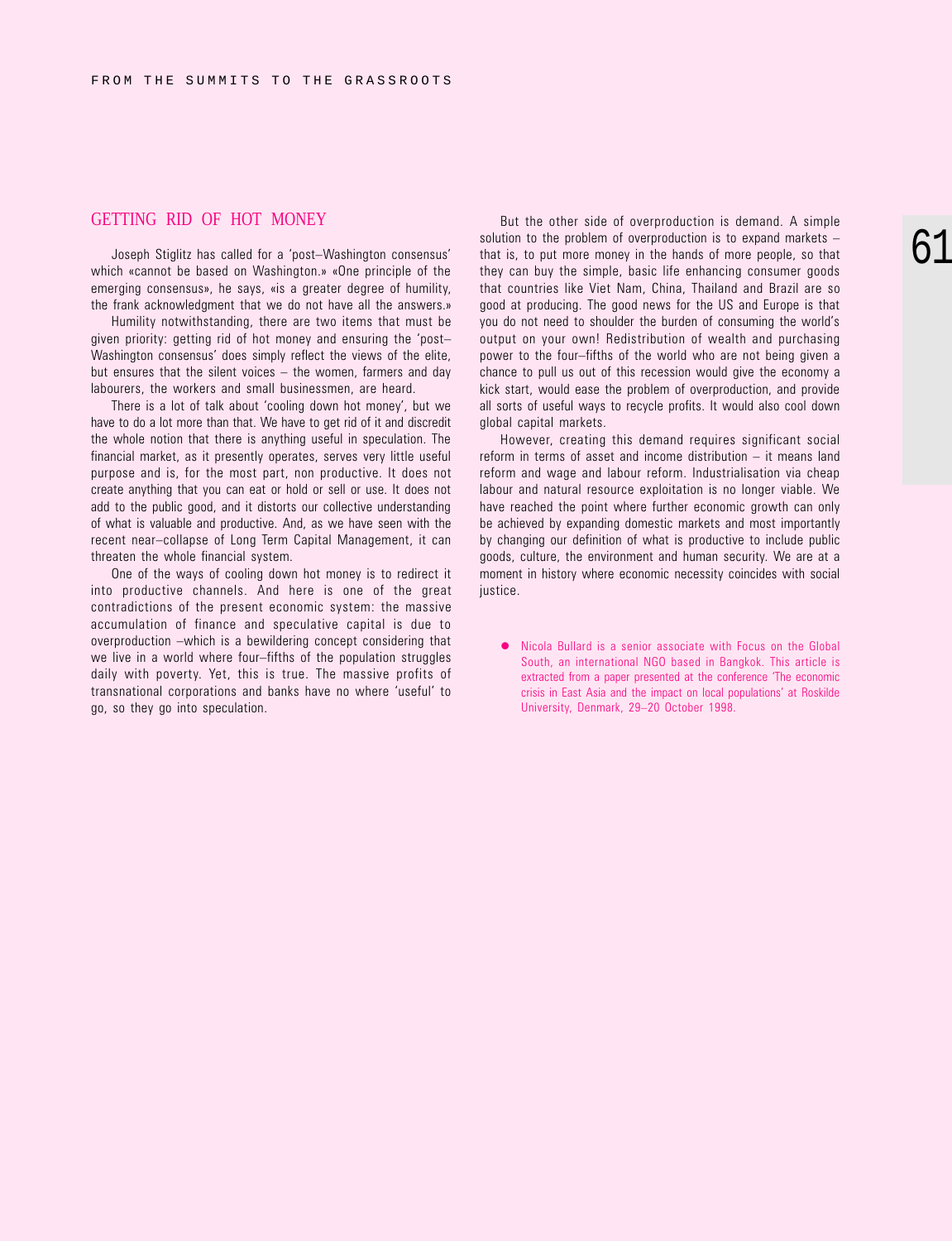## GETTING RID OF HOT MONEY

Joseph Stiglitz has called for a 'post–Washington consensus' which «cannot be based on Washington.» «One principle of the emerging consensus», he says, «is a greater degree of humility, the frank acknowledgment that we do not have all the answers.»

Humility notwithstanding, there are two items that must be given priority: getting rid of hot money and ensuring the 'post–Washington consensus' does simply reflect the views of the elite, but ensures that the silent voices – the women, farmers and day labourers, the workers and small businessmen, are heard.

There is a lot of talk about 'cooling down hot money', but we have to do a lot more than that. We have to get rid of it and discredit the whole notion that there is anything useful in speculation. The financial market, as it presently operates, serves very little useful purpose and is, for the most part, non productive. It does not create anything that you can eat or hold or sell or use. It does not add to the public good, and it distorts our collective understanding of what is valuable and productive. And, as we have seen with the recent near–collapse of Long Term Capital Management, it can threaten the whole financial system.

One of the ways of cooling down hot money is to redirect it into productive channels. And here is one of the great contradictions of the present economic system: the massive accumulation of finance and speculative capital is due to overproduction –which is a bewildering concept considering that we live in a world where four–fifths of the population struggles daily with poverty. Yet, this is true. The massive profits of transnational corporations and banks have no where 'useful' to go, so they go into speculation.

But the other side of overproduction is demand. A simple solution to the problem of overproduction is to expand markets – that is, to put more money in the hands of more people, so that they can buy the simple, basic life enhancing consumer goods that countries like Viet Nam, China, Thailand and Brazil are so good at producing. The good news for the US and Europe is that you do not need to shoulder the burden of consuming the world's output on your own! Redistribution of wealth and purchasing power to the four–fifths of the world who are not being given a chance to pull us out of this recession would give the economy a kick start, would ease the problem of overproduction, and provide all sorts of useful ways to recycle profits. It would also cool down global capital markets.

However, creating this demand requires significant social reform in terms of asset and income distribution – it means land reform and wage and labour reform. Industrialisation via cheap labour and natural resource exploitation is no longer viable. We have reached the point where further economic growth can only be achieved by expanding domestic markets and most importantly by changing our definition of what is productive to include public goods, culture, the environment and human security. We are at a moment in history where economic necessity coincides with social justice.

- Nicola Bullard is a senior associate with Focus on the Global South, an international NGO based in Bangkok. This article is extracted from a paper presented at the conference 'The economic crisis in East Asia and the impact on local populations' at Roskilde University, Denmark, 29–20 October 1998.